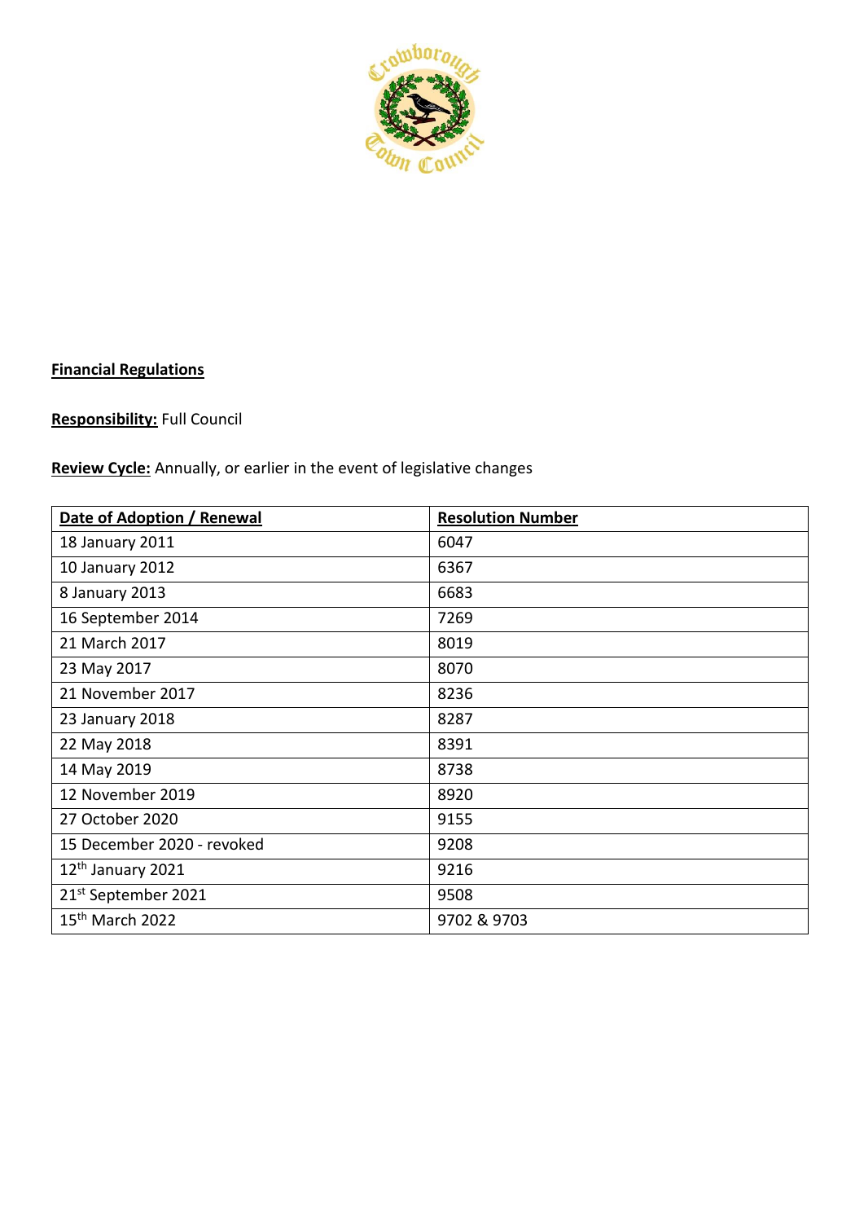**Financial Regulations**

**Responsibility:** Full Council

**Review Cycle:** Annually, or earlier in the event of legislative changes

| Date of Adoption / Renewal | Resolution Number |
|---|---|
| 18 January 2011 | 6047 |
| 10 January 2012 | 6367 |
| 8 January 2013 | 6683 |
| 16 September 2014 | 7269 |
| 21 March 2017 | 8019 |
| 23 May 2017 | 8070 |
| 21 November 2017 | 8236 |
| 23 January 2018 | 8287 |
| 22 May 2018 | 8391 |
| 14 May 2019 | 8738 |
| 12 November 2019 | 8920 |
| 27 October 2020 | 9155 |
| 15 December 2020 - revoked | 9208 |
| 12th January 2021 | 9216 |
| 21st September 2021 | 9508 |
| 15th March 2022 | 9702 & 9703 |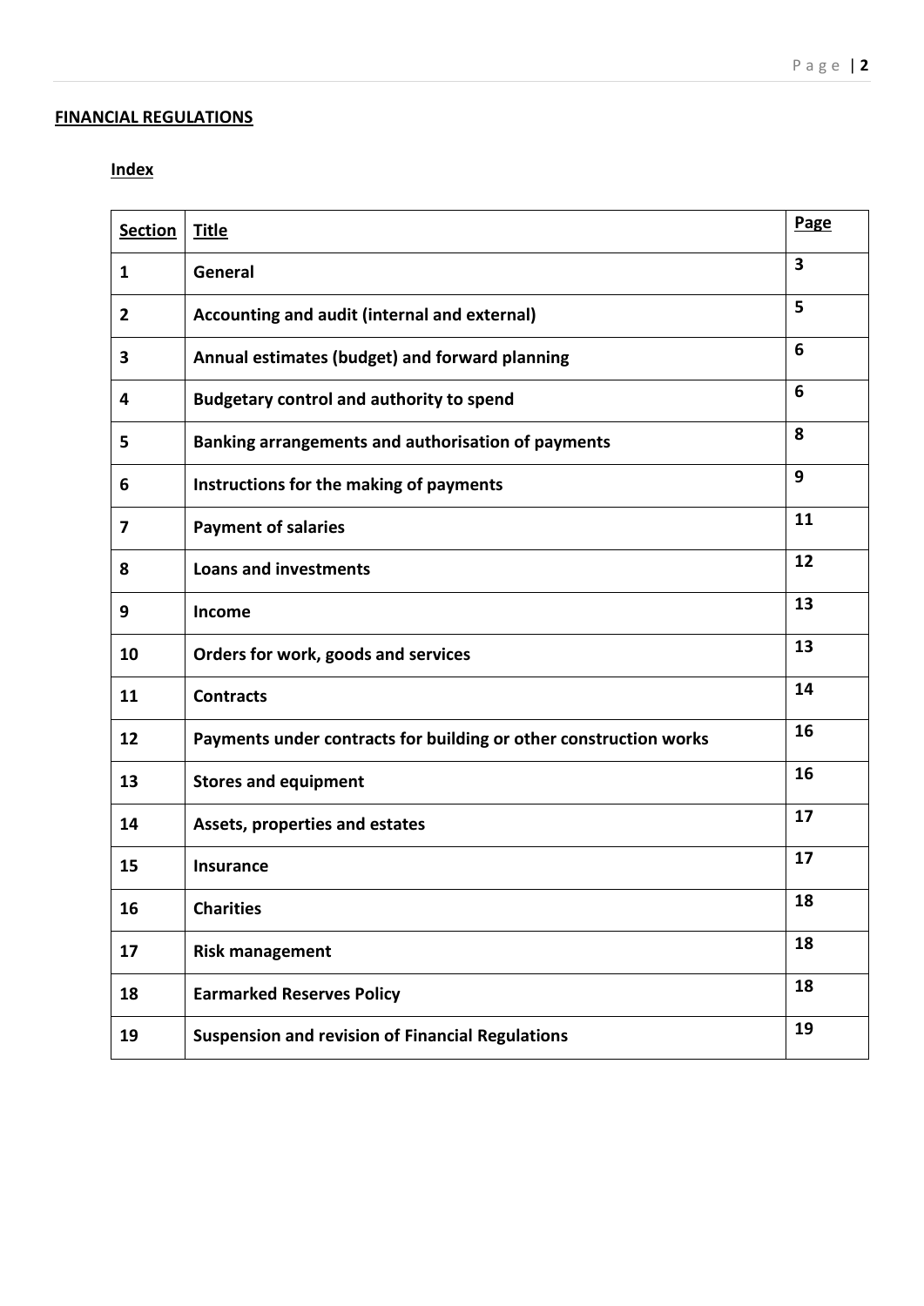**FINANCIAL REGULATIONS**

**Index**

| Section | Title | Page |
|---|---|---|
| 1 | General | 3 |
| 2 | Accounting and audit (internal and external) | 5 |
| 3 | Annual estimates (budget) and forward planning | 6 |
| 4 | Budgetary control and authority to spend | 6 |
| 5 | Banking arrangements and authorisation of payments | 8 |
| 6 | Instructions for the making of payments | 9 |
| 7 | Payment of salaries | 11 |
| 8 | Loans and investments | 12 |
| 9 | Income | 13 |
| 10 | Orders for work, goods and services | 13 |
| 11 | Contracts | 14 |
| 12 | Payments under contracts for building or other construction works | 16 |
| 13 | Stores and equipment | 16 |
| 14 | Assets, properties and estates | 17 |
| 15 | Insurance | 17 |
| 16 | Charities | 18 |
| 17 | Risk management | 18 |
| 18 | Earmarked Reserves Policy | 18 |
| 19 | Suspension and revision of Financial Regulations | 19 |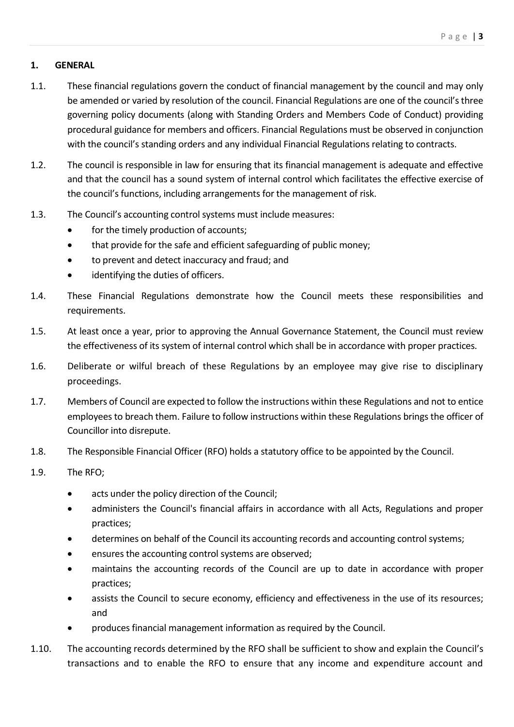## 1. GENERAL

1.1. These financial regulations govern the conduct of financial management by the council and may only be amended or varied by resolution of the council. Financial Regulations are one of the council's three governing policy documents (along with Standing Orders and Members Code of Conduct) providing procedural guidance for members and officers. Financial Regulations must be observed in conjunction with the council's standing orders and any individual Financial Regulations relating to contracts.

1.2. The council is responsible in law for ensuring that its financial management is adequate and effective and that the council has a sound system of internal control which facilitates the effective exercise of the council's functions, including arrangements for the management of risk.

1.3. The Council's accounting control systems must include measures:

- for the timely production of accounts;
- that provide for the safe and efficient safeguarding of public money;
- to prevent and detect inaccuracy and fraud; and
- identifying the duties of officers.

1.4. These Financial Regulations demonstrate how the Council meets these responsibilities and requirements.

1.5. At least once a year, prior to approving the Annual Governance Statement, the Council must review the effectiveness of its system of internal control which shall be in accordance with proper practices.

1.6. Deliberate or wilful breach of these Regulations by an employee may give rise to disciplinary proceedings.

1.7. Members of Council are expected to follow the instructions within these Regulations and not to entice employees to breach them. Failure to follow instructions within these Regulations brings the officer of Councillor into disrepute.

1.8. The Responsible Financial Officer (RFO) holds a statutory office to be appointed by the Council.

1.9. The RFO;

- acts under the policy direction of the Council;
- administers the Council's financial affairs in accordance with all Acts, Regulations and proper practices;
- determines on behalf of the Council its accounting records and accounting control systems;
- ensures the accounting control systems are observed;
- maintains the accounting records of the Council are up to date in accordance with proper practices;
- assists the Council to secure economy, efficiency and effectiveness in the use of its resources; and
- produces financial management information as required by the Council.

1.10. The accounting records determined by the RFO shall be sufficient to show and explain the Council's transactions and to enable the RFO to ensure that any income and expenditure account and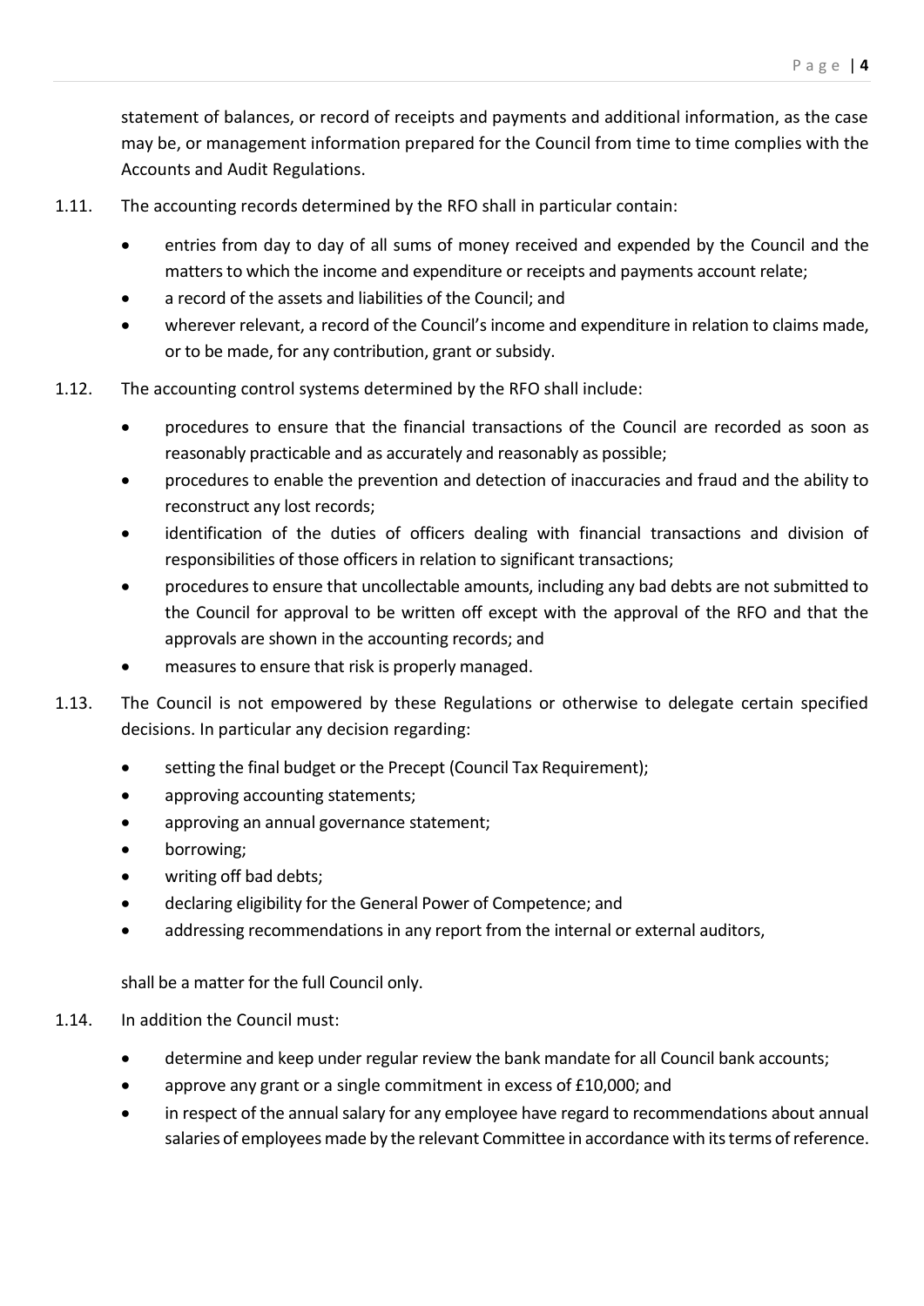statement of balances, or record of receipts and payments and additional information, as the case may be, or management information prepared for the Council from time to time complies with the Accounts and Audit Regulations.

1.11. The accounting records determined by the RFO shall in particular contain:

- entries from day to day of all sums of money received and expended by the Council and the matters to which the income and expenditure or receipts and payments account relate;
- a record of the assets and liabilities of the Council; and
- wherever relevant, a record of the Council's income and expenditure in relation to claims made, or to be made, for any contribution, grant or subsidy.

1.12. The accounting control systems determined by the RFO shall include:

- procedures to ensure that the financial transactions of the Council are recorded as soon as reasonably practicable and as accurately and reasonably as possible;
- procedures to enable the prevention and detection of inaccuracies and fraud and the ability to reconstruct any lost records;
- identification of the duties of officers dealing with financial transactions and division of responsibilities of those officers in relation to significant transactions;
- procedures to ensure that uncollectable amounts, including any bad debts are not submitted to the Council for approval to be written off except with the approval of the RFO and that the approvals are shown in the accounting records; and
- measures to ensure that risk is properly managed.

1.13. The Council is not empowered by these Regulations or otherwise to delegate certain specified decisions. In particular any decision regarding:

- setting the final budget or the Precept (Council Tax Requirement);
- approving accounting statements;
- approving an annual governance statement;
- borrowing;
- writing off bad debts;
- declaring eligibility for the General Power of Competence; and
- addressing recommendations in any report from the internal or external auditors,

shall be a matter for the full Council only.

1.14. In addition the Council must:

- determine and keep under regular review the bank mandate for all Council bank accounts;
- approve any grant or a single commitment in excess of £10,000; and
- in respect of the annual salary for any employee have regard to recommendations about annual salaries of employees made by the relevant Committee in accordance with its terms of reference.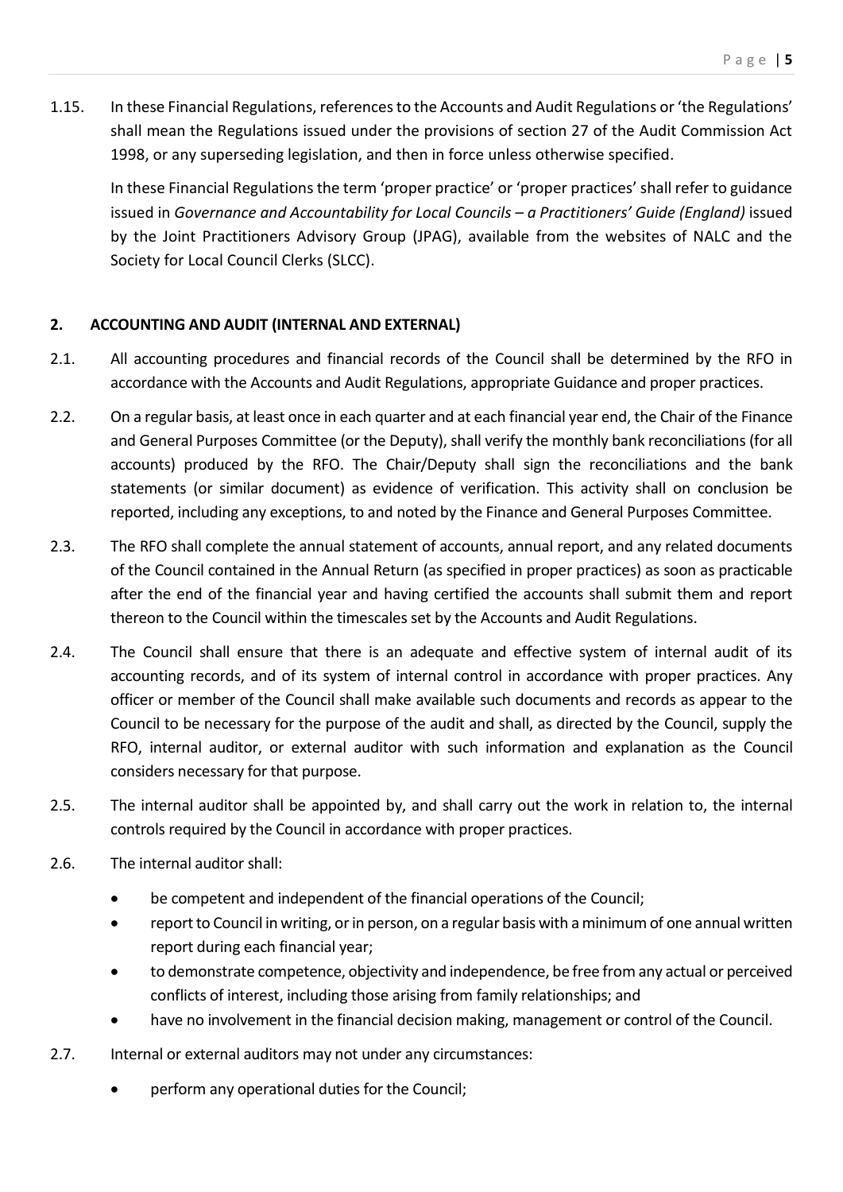1.15. In these Financial Regulations, references to the Accounts and Audit Regulations or 'the Regulations' shall mean the Regulations issued under the provisions of section 27 of the Audit Commission Act 1998, or any superseding legislation, and then in force unless otherwise specified.

In these Financial Regulations the term 'proper practice' or 'proper practices' shall refer to guidance issued in *Governance and Accountability for Local Councils – a Practitioners' Guide (England)* issued by the Joint Practitioners Advisory Group (JPAG), available from the websites of NALC and the Society for Local Council Clerks (SLCC).

## 2. ACCOUNTING AND AUDIT (INTERNAL AND EXTERNAL)

2.1. All accounting procedures and financial records of the Council shall be determined by the RFO in accordance with the Accounts and Audit Regulations, appropriate Guidance and proper practices.

2.2. On a regular basis, at least once in each quarter and at each financial year end, the Chair of the Finance and General Purposes Committee (or the Deputy), shall verify the monthly bank reconciliations (for all accounts) produced by the RFO. The Chair/Deputy shall sign the reconciliations and the bank statements (or similar document) as evidence of verification. This activity shall on conclusion be reported, including any exceptions, to and noted by the Finance and General Purposes Committee.

2.3. The RFO shall complete the annual statement of accounts, annual report, and any related documents of the Council contained in the Annual Return (as specified in proper practices) as soon as practicable after the end of the financial year and having certified the accounts shall submit them and report thereon to the Council within the timescales set by the Accounts and Audit Regulations.

2.4. The Council shall ensure that there is an adequate and effective system of internal audit of its accounting records, and of its system of internal control in accordance with proper practices. Any officer or member of the Council shall make available such documents and records as appear to the Council to be necessary for the purpose of the audit and shall, as directed by the Council, supply the RFO, internal auditor, or external auditor with such information and explanation as the Council considers necessary for that purpose.

2.5. The internal auditor shall be appointed by, and shall carry out the work in relation to, the internal controls required by the Council in accordance with proper practices.

2.6. The internal auditor shall:

- be competent and independent of the financial operations of the Council;
- report to Council in writing, or in person, on a regular basis with a minimum of one annual written report during each financial year;
- to demonstrate competence, objectivity and independence, be free from any actual or perceived conflicts of interest, including those arising from family relationships; and
- have no involvement in the financial decision making, management or control of the Council.

2.7. Internal or external auditors may not under any circumstances:

- perform any operational duties for the Council;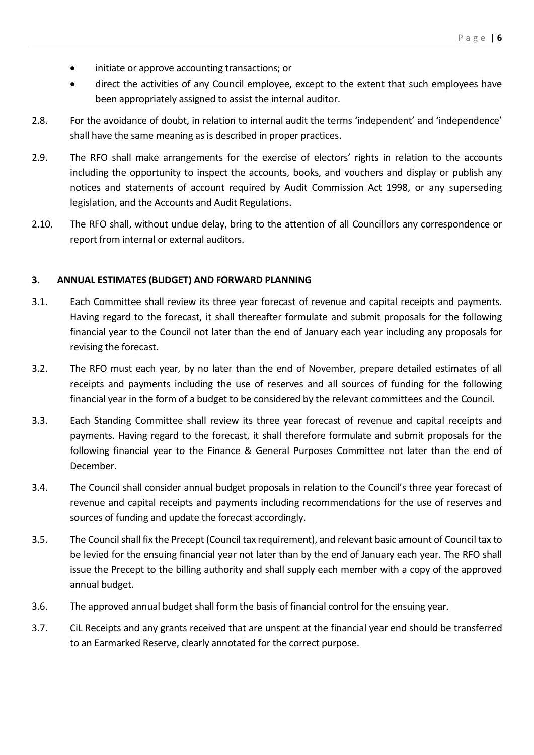- initiate or approve accounting transactions; or
- direct the activities of any Council employee, except to the extent that such employees have been appropriately assigned to assist the internal auditor.

2.8. For the avoidance of doubt, in relation to internal audit the terms 'independent' and 'independence' shall have the same meaning as is described in proper practices.

2.9. The RFO shall make arrangements for the exercise of electors' rights in relation to the accounts including the opportunity to inspect the accounts, books, and vouchers and display or publish any notices and statements of account required by Audit Commission Act 1998, or any superseding legislation, and the Accounts and Audit Regulations.

2.10. The RFO shall, without undue delay, bring to the attention of all Councillors any correspondence or report from internal or external auditors.

## 3. ANNUAL ESTIMATES (BUDGET) AND FORWARD PLANNING

3.1. Each Committee shall review its three year forecast of revenue and capital receipts and payments. Having regard to the forecast, it shall thereafter formulate and submit proposals for the following financial year to the Council not later than the end of January each year including any proposals for revising the forecast.

3.2. The RFO must each year, by no later than the end of November, prepare detailed estimates of all receipts and payments including the use of reserves and all sources of funding for the following financial year in the form of a budget to be considered by the relevant committees and the Council.

3.3. Each Standing Committee shall review its three year forecast of revenue and capital receipts and payments. Having regard to the forecast, it shall therefore formulate and submit proposals for the following financial year to the Finance & General Purposes Committee not later than the end of December.

3.4. The Council shall consider annual budget proposals in relation to the Council's three year forecast of revenue and capital receipts and payments including recommendations for the use of reserves and sources of funding and update the forecast accordingly.

3.5. The Council shall fix the Precept (Council tax requirement), and relevant basic amount of Council tax to be levied for the ensuing financial year not later than by the end of January each year. The RFO shall issue the Precept to the billing authority and shall supply each member with a copy of the approved annual budget.

3.6. The approved annual budget shall form the basis of financial control for the ensuing year.

3.7. CiL Receipts and any grants received that are unspent at the financial year end should be transferred to an Earmarked Reserve, clearly annotated for the correct purpose.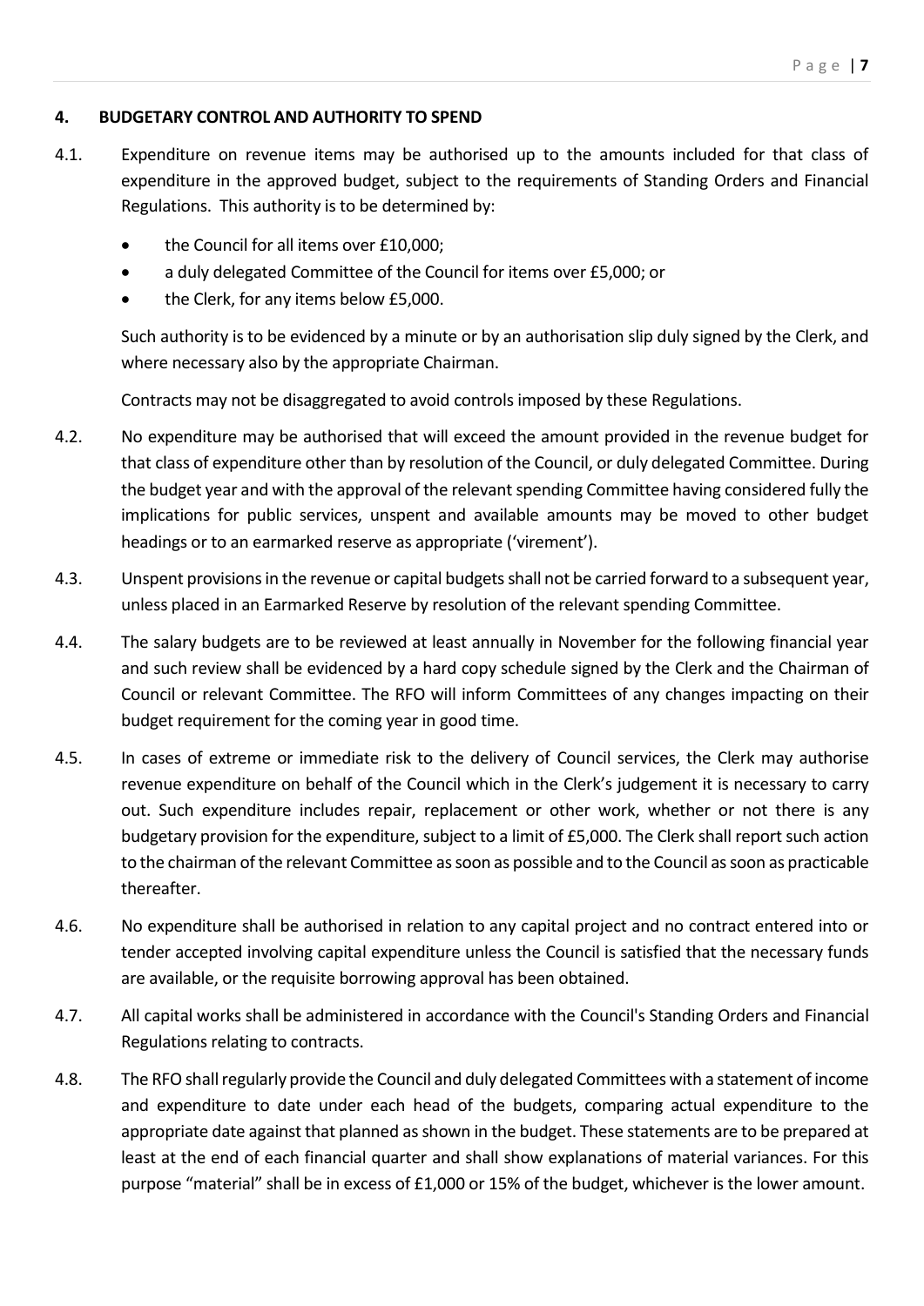## 4. BUDGETARY CONTROL AND AUTHORITY TO SPEND

4.1. Expenditure on revenue items may be authorised up to the amounts included for that class of expenditure in the approved budget, subject to the requirements of Standing Orders and Financial Regulations. This authority is to be determined by:

- the Council for all items over £10,000;
- a duly delegated Committee of the Council for items over £5,000; or
- the Clerk, for any items below £5,000.

Such authority is to be evidenced by a minute or by an authorisation slip duly signed by the Clerk, and where necessary also by the appropriate Chairman.

Contracts may not be disaggregated to avoid controls imposed by these Regulations.

4.2. No expenditure may be authorised that will exceed the amount provided in the revenue budget for that class of expenditure other than by resolution of the Council, or duly delegated Committee. During the budget year and with the approval of the relevant spending Committee having considered fully the implications for public services, unspent and available amounts may be moved to other budget headings or to an earmarked reserve as appropriate ('virement').

4.3. Unspent provisions in the revenue or capital budgets shall not be carried forward to a subsequent year, unless placed in an Earmarked Reserve by resolution of the relevant spending Committee.

4.4. The salary budgets are to be reviewed at least annually in November for the following financial year and such review shall be evidenced by a hard copy schedule signed by the Clerk and the Chairman of Council or relevant Committee. The RFO will inform Committees of any changes impacting on their budget requirement for the coming year in good time.

4.5. In cases of extreme or immediate risk to the delivery of Council services, the Clerk may authorise revenue expenditure on behalf of the Council which in the Clerk's judgement it is necessary to carry out. Such expenditure includes repair, replacement or other work, whether or not there is any budgetary provision for the expenditure, subject to a limit of £5,000. The Clerk shall report such action to the chairman of the relevant Committee as soon as possible and to the Council as soon as practicable thereafter.

4.6. No expenditure shall be authorised in relation to any capital project and no contract entered into or tender accepted involving capital expenditure unless the Council is satisfied that the necessary funds are available, or the requisite borrowing approval has been obtained.

4.7. All capital works shall be administered in accordance with the Council's Standing Orders and Financial Regulations relating to contracts.

4.8. The RFO shall regularly provide the Council and duly delegated Committees with a statement of income and expenditure to date under each head of the budgets, comparing actual expenditure to the appropriate date against that planned as shown in the budget. These statements are to be prepared at least at the end of each financial quarter and shall show explanations of material variances. For this purpose "material" shall be in excess of £1,000 or 15% of the budget, whichever is the lower amount.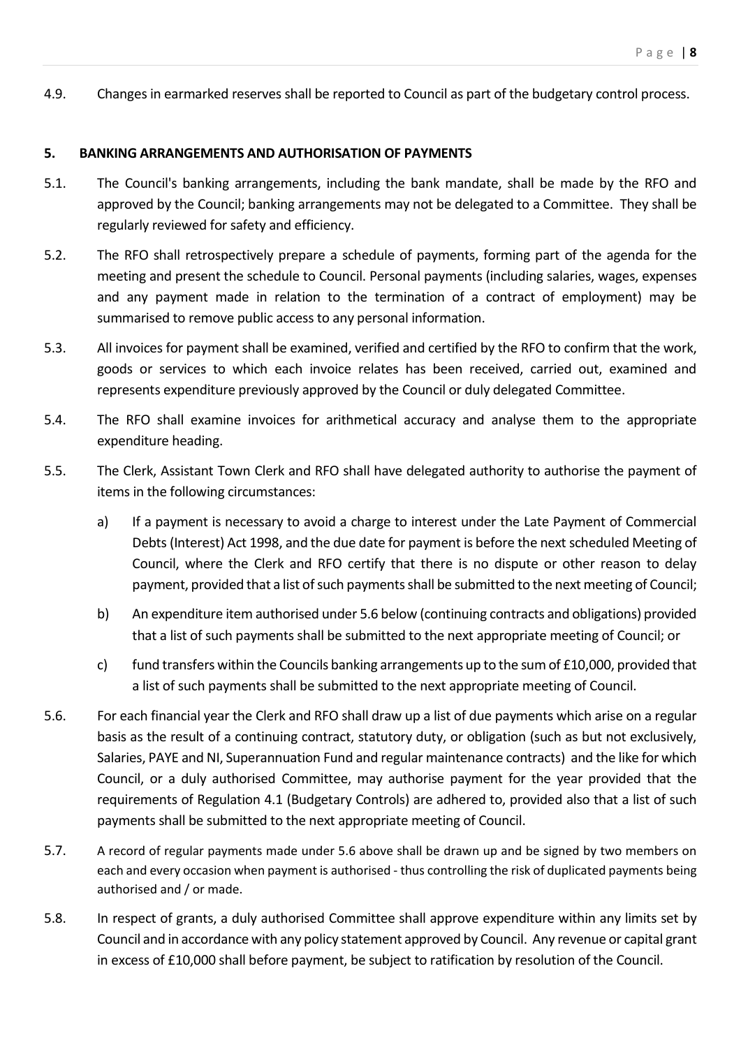4.9. Changes in earmarked reserves shall be reported to Council as part of the budgetary control process.

## 5. BANKING ARRANGEMENTS AND AUTHORISATION OF PAYMENTS

5.1. The Council's banking arrangements, including the bank mandate, shall be made by the RFO and approved by the Council; banking arrangements may not be delegated to a Committee. They shall be regularly reviewed for safety and efficiency.

5.2. The RFO shall retrospectively prepare a schedule of payments, forming part of the agenda for the meeting and present the schedule to Council. Personal payments (including salaries, wages, expenses and any payment made in relation to the termination of a contract of employment) may be summarised to remove public access to any personal information.

5.3. All invoices for payment shall be examined, verified and certified by the RFO to confirm that the work, goods or services to which each invoice relates has been received, carried out, examined and represents expenditure previously approved by the Council or duly delegated Committee.

5.4. The RFO shall examine invoices for arithmetical accuracy and analyse them to the appropriate expenditure heading.

5.5. The Clerk, Assistant Town Clerk and RFO shall have delegated authority to authorise the payment of items in the following circumstances:

a) If a payment is necessary to avoid a charge to interest under the Late Payment of Commercial Debts (Interest) Act 1998, and the due date for payment is before the next scheduled Meeting of Council, where the Clerk and RFO certify that there is no dispute or other reason to delay payment, provided that a list of such payments shall be submitted to the next meeting of Council;

b) An expenditure item authorised under 5.6 below (continuing contracts and obligations) provided that a list of such payments shall be submitted to the next appropriate meeting of Council; or

c) fund transfers within the Councils banking arrangements up to the sum of £10,000, provided that a list of such payments shall be submitted to the next appropriate meeting of Council.

5.6. For each financial year the Clerk and RFO shall draw up a list of due payments which arise on a regular basis as the result of a continuing contract, statutory duty, or obligation (such as but not exclusively, Salaries, PAYE and NI, Superannuation Fund and regular maintenance contracts) and the like for which Council, or a duly authorised Committee, may authorise payment for the year provided that the requirements of Regulation 4.1 (Budgetary Controls) are adhered to, provided also that a list of such payments shall be submitted to the next appropriate meeting of Council.

5.7. A record of regular payments made under 5.6 above shall be drawn up and be signed by two members on each and every occasion when payment is authorised - thus controlling the risk of duplicated payments being authorised and / or made.

5.8. In respect of grants, a duly authorised Committee shall approve expenditure within any limits set by Council and in accordance with any policy statement approved by Council. Any revenue or capital grant in excess of £10,000 shall before payment, be subject to ratification by resolution of the Council.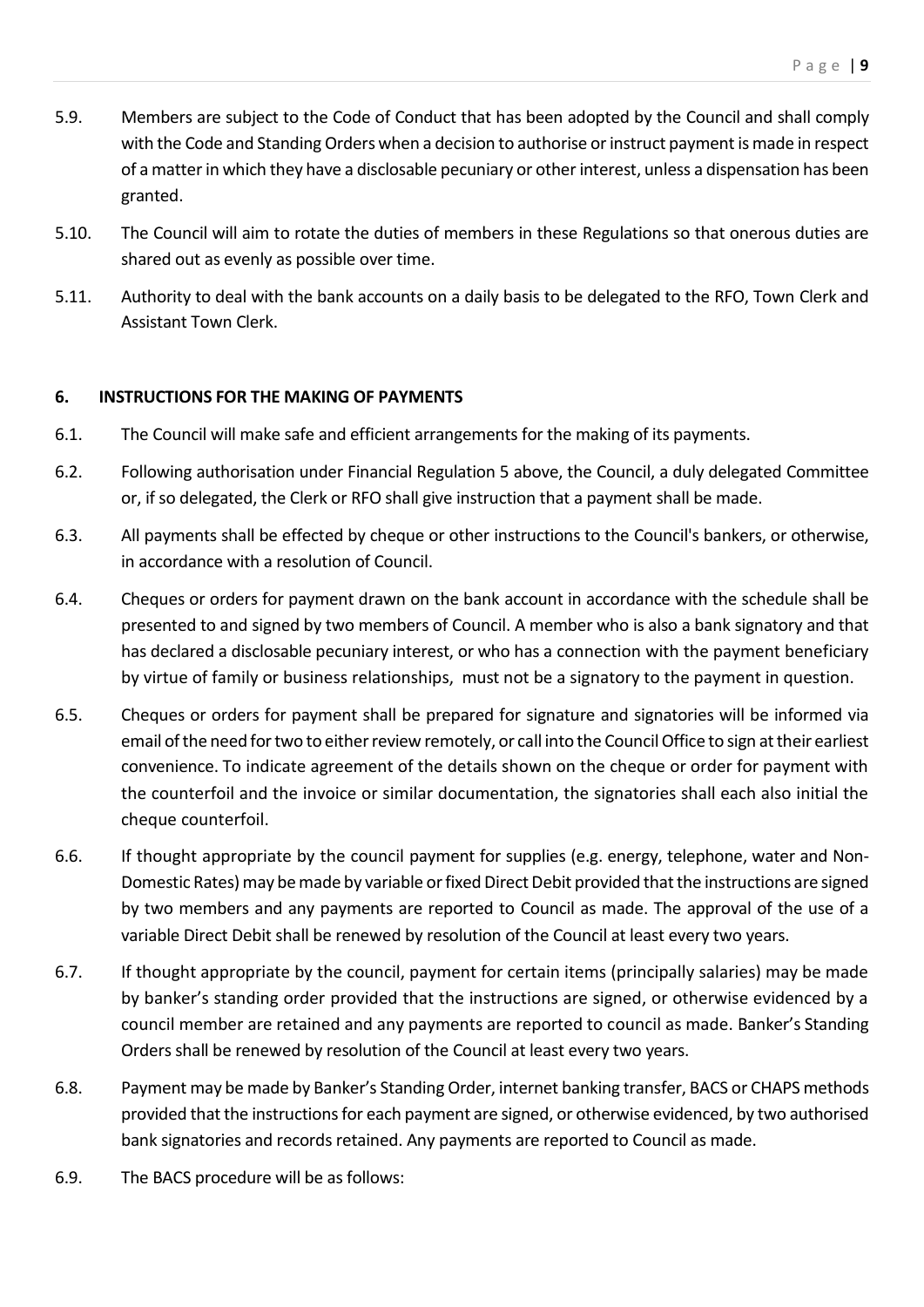5.9. Members are subject to the Code of Conduct that has been adopted by the Council and shall comply with the Code and Standing Orders when a decision to authorise or instruct payment is made in respect of a matter in which they have a disclosable pecuniary or other interest, unless a dispensation has been granted.

5.10. The Council will aim to rotate the duties of members in these Regulations so that onerous duties are shared out as evenly as possible over time.

5.11. Authority to deal with the bank accounts on a daily basis to be delegated to the RFO, Town Clerk and Assistant Town Clerk.

## 6. INSTRUCTIONS FOR THE MAKING OF PAYMENTS

6.1. The Council will make safe and efficient arrangements for the making of its payments.

6.2. Following authorisation under Financial Regulation 5 above, the Council, a duly delegated Committee or, if so delegated, the Clerk or RFO shall give instruction that a payment shall be made.

6.3. All payments shall be effected by cheque or other instructions to the Council's bankers, or otherwise, in accordance with a resolution of Council.

6.4. Cheques or orders for payment drawn on the bank account in accordance with the schedule shall be presented to and signed by two members of Council. A member who is also a bank signatory and that has declared a disclosable pecuniary interest, or who has a connection with the payment beneficiary by virtue of family or business relationships, must not be a signatory to the payment in question.

6.5. Cheques or orders for payment shall be prepared for signature and signatories will be informed via email of the need for two to either review remotely, or call into the Council Office to sign at their earliest convenience. To indicate agreement of the details shown on the cheque or order for payment with the counterfoil and the invoice or similar documentation, the signatories shall each also initial the cheque counterfoil.

6.6. If thought appropriate by the council payment for supplies (e.g. energy, telephone, water and Non-Domestic Rates) may be made by variable or fixed Direct Debit provided that the instructions are signed by two members and any payments are reported to Council as made. The approval of the use of a variable Direct Debit shall be renewed by resolution of the Council at least every two years.

6.7. If thought appropriate by the council, payment for certain items (principally salaries) may be made by banker's standing order provided that the instructions are signed, or otherwise evidenced by a council member are retained and any payments are reported to council as made. Banker's Standing Orders shall be renewed by resolution of the Council at least every two years.

6.8. Payment may be made by Banker's Standing Order, internet banking transfer, BACS or CHAPS methods provided that the instructions for each payment are signed, or otherwise evidenced, by two authorised bank signatories and records retained. Any payments are reported to Council as made.

6.9. The BACS procedure will be as follows: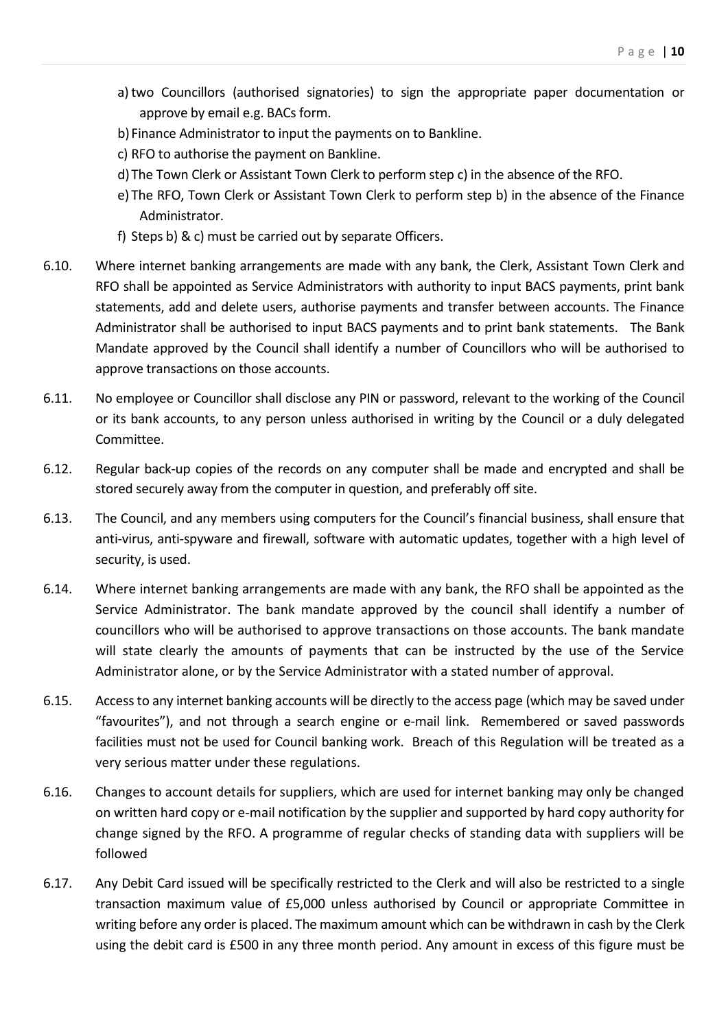a) two Councillors (authorised signatories) to sign the appropriate paper documentation or approve by email e.g. BACs form.
b) Finance Administrator to input the payments on to Bankline.
c) RFO to authorise the payment on Bankline.
d) The Town Clerk or Assistant Town Clerk to perform step c) in the absence of the RFO.
e) The RFO, Town Clerk or Assistant Town Clerk to perform step b) in the absence of the Finance Administrator.
f) Steps b) & c) must be carried out by separate Officers.

6.10. Where internet banking arrangements are made with any bank, the Clerk, Assistant Town Clerk and RFO shall be appointed as Service Administrators with authority to input BACS payments, print bank statements, add and delete users, authorise payments and transfer between accounts. The Finance Administrator shall be authorised to input BACS payments and to print bank statements. The Bank Mandate approved by the Council shall identify a number of Councillors who will be authorised to approve transactions on those accounts.

6.11. No employee or Councillor shall disclose any PIN or password, relevant to the working of the Council or its bank accounts, to any person unless authorised in writing by the Council or a duly delegated Committee.

6.12. Regular back-up copies of the records on any computer shall be made and encrypted and shall be stored securely away from the computer in question, and preferably off site.

6.13. The Council, and any members using computers for the Council's financial business, shall ensure that anti-virus, anti-spyware and firewall, software with automatic updates, together with a high level of security, is used.

6.14. Where internet banking arrangements are made with any bank, the RFO shall be appointed as the Service Administrator. The bank mandate approved by the council shall identify a number of councillors who will be authorised to approve transactions on those accounts. The bank mandate will state clearly the amounts of payments that can be instructed by the use of the Service Administrator alone, or by the Service Administrator with a stated number of approval.

6.15. Access to any internet banking accounts will be directly to the access page (which may be saved under "favourites"), and not through a search engine or e-mail link. Remembered or saved passwords facilities must not be used for Council banking work. Breach of this Regulation will be treated as a very serious matter under these regulations.

6.16. Changes to account details for suppliers, which are used for internet banking may only be changed on written hard copy or e-mail notification by the supplier and supported by hard copy authority for change signed by the RFO. A programme of regular checks of standing data with suppliers will be followed

6.17. Any Debit Card issued will be specifically restricted to the Clerk and will also be restricted to a single transaction maximum value of £5,000 unless authorised by Council or appropriate Committee in writing before any order is placed. The maximum amount which can be withdrawn in cash by the Clerk using the debit card is £500 in any three month period. Any amount in excess of this figure must be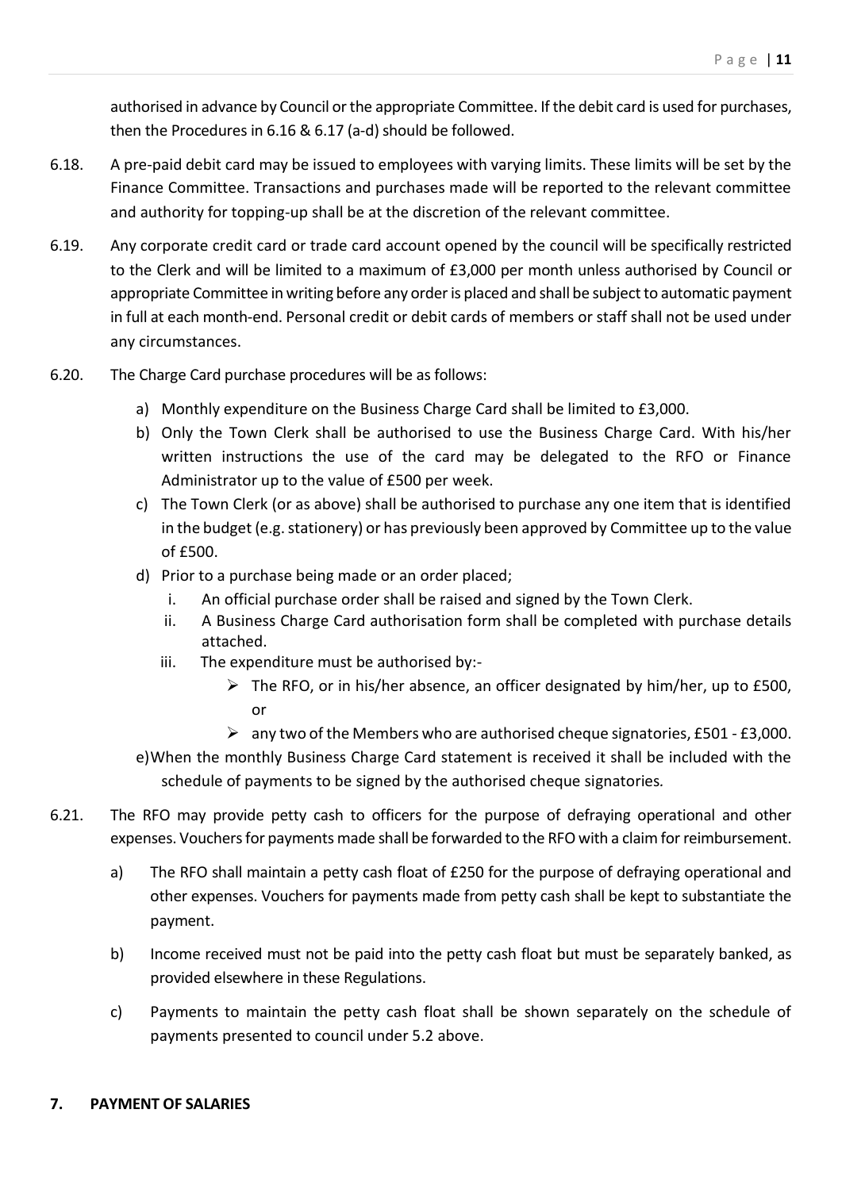authorised in advance by Council or the appropriate Committee. If the debit card is used for purchases, then the Procedures in 6.16 & 6.17 (a-d) should be followed.

6.18. A pre-paid debit card may be issued to employees with varying limits. These limits will be set by the Finance Committee. Transactions and purchases made will be reported to the relevant committee and authority for topping-up shall be at the discretion of the relevant committee.

6.19. Any corporate credit card or trade card account opened by the council will be specifically restricted to the Clerk and will be limited to a maximum of £3,000 per month unless authorised by Council or appropriate Committee in writing before any order is placed and shall be subject to automatic payment in full at each month-end. Personal credit or debit cards of members or staff shall not be used under any circumstances.

6.20. The Charge Card purchase procedures will be as follows:

- a) Monthly expenditure on the Business Charge Card shall be limited to £3,000.
- b) Only the Town Clerk shall be authorised to use the Business Charge Card. With his/her written instructions the use of the card may be delegated to the RFO or Finance Administrator up to the value of £500 per week.
- c) The Town Clerk (or as above) shall be authorised to purchase any one item that is identified in the budget (e.g. stationery) or has previously been approved by Committee up to the value of £500.
- d) Prior to a purchase being made or an order placed;
  - i. An official purchase order shall be raised and signed by the Town Clerk.
  - ii. A Business Charge Card authorisation form shall be completed with purchase details attached.
  - iii. The expenditure must be authorised by:-
    - ➢ The RFO, or in his/her absence, an officer designated by him/her, up to £500, or
    - ➢ any two of the Members who are authorised cheque signatories, £501 - £3,000.
- e) When the monthly Business Charge Card statement is received it shall be included with the schedule of payments to be signed by the authorised cheque signatories.

6.21. The RFO may provide petty cash to officers for the purpose of defraying operational and other expenses. Vouchers for payments made shall be forwarded to the RFO with a claim for reimbursement.

- a) The RFO shall maintain a petty cash float of £250 for the purpose of defraying operational and other expenses. Vouchers for payments made from petty cash shall be kept to substantiate the payment.
- b) Income received must not be paid into the petty cash float but must be separately banked, as provided elsewhere in these Regulations.
- c) Payments to maintain the petty cash float shall be shown separately on the schedule of payments presented to council under 5.2 above.

## 7. PAYMENT OF SALARIES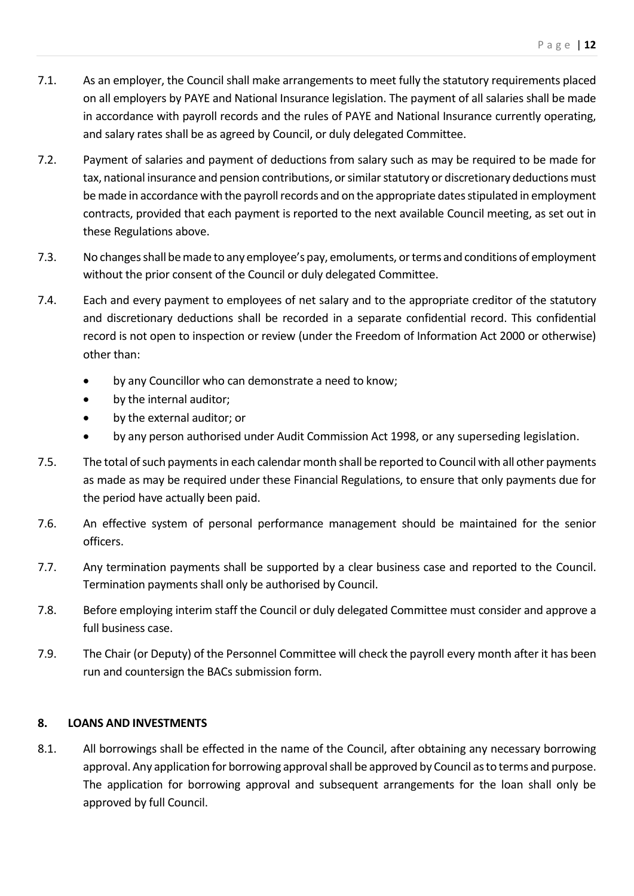7.1. As an employer, the Council shall make arrangements to meet fully the statutory requirements placed on all employers by PAYE and National Insurance legislation. The payment of all salaries shall be made in accordance with payroll records and the rules of PAYE and National Insurance currently operating, and salary rates shall be as agreed by Council, or duly delegated Committee.

7.2. Payment of salaries and payment of deductions from salary such as may be required to be made for tax, national insurance and pension contributions, or similar statutory or discretionary deductions must be made in accordance with the payroll records and on the appropriate dates stipulated in employment contracts, provided that each payment is reported to the next available Council meeting, as set out in these Regulations above.

7.3. No changes shall be made to any employee's pay, emoluments, or terms and conditions of employment without the prior consent of the Council or duly delegated Committee.

7.4. Each and every payment to employees of net salary and to the appropriate creditor of the statutory and discretionary deductions shall be recorded in a separate confidential record. This confidential record is not open to inspection or review (under the Freedom of Information Act 2000 or otherwise) other than:

- by any Councillor who can demonstrate a need to know;
- by the internal auditor;
- by the external auditor; or
- by any person authorised under Audit Commission Act 1998, or any superseding legislation.

7.5. The total of such payments in each calendar month shall be reported to Council with all other payments as made as may be required under these Financial Regulations, to ensure that only payments due for the period have actually been paid.

7.6. An effective system of personal performance management should be maintained for the senior officers.

7.7. Any termination payments shall be supported by a clear business case and reported to the Council. Termination payments shall only be authorised by Council.

7.8. Before employing interim staff the Council or duly delegated Committee must consider and approve a full business case.

7.9. The Chair (or Deputy) of the Personnel Committee will check the payroll every month after it has been run and countersign the BACs submission form.

## 8. LOANS AND INVESTMENTS

8.1. All borrowings shall be effected in the name of the Council, after obtaining any necessary borrowing approval. Any application for borrowing approval shall be approved by Council as to terms and purpose. The application for borrowing approval and subsequent arrangements for the loan shall only be approved by full Council.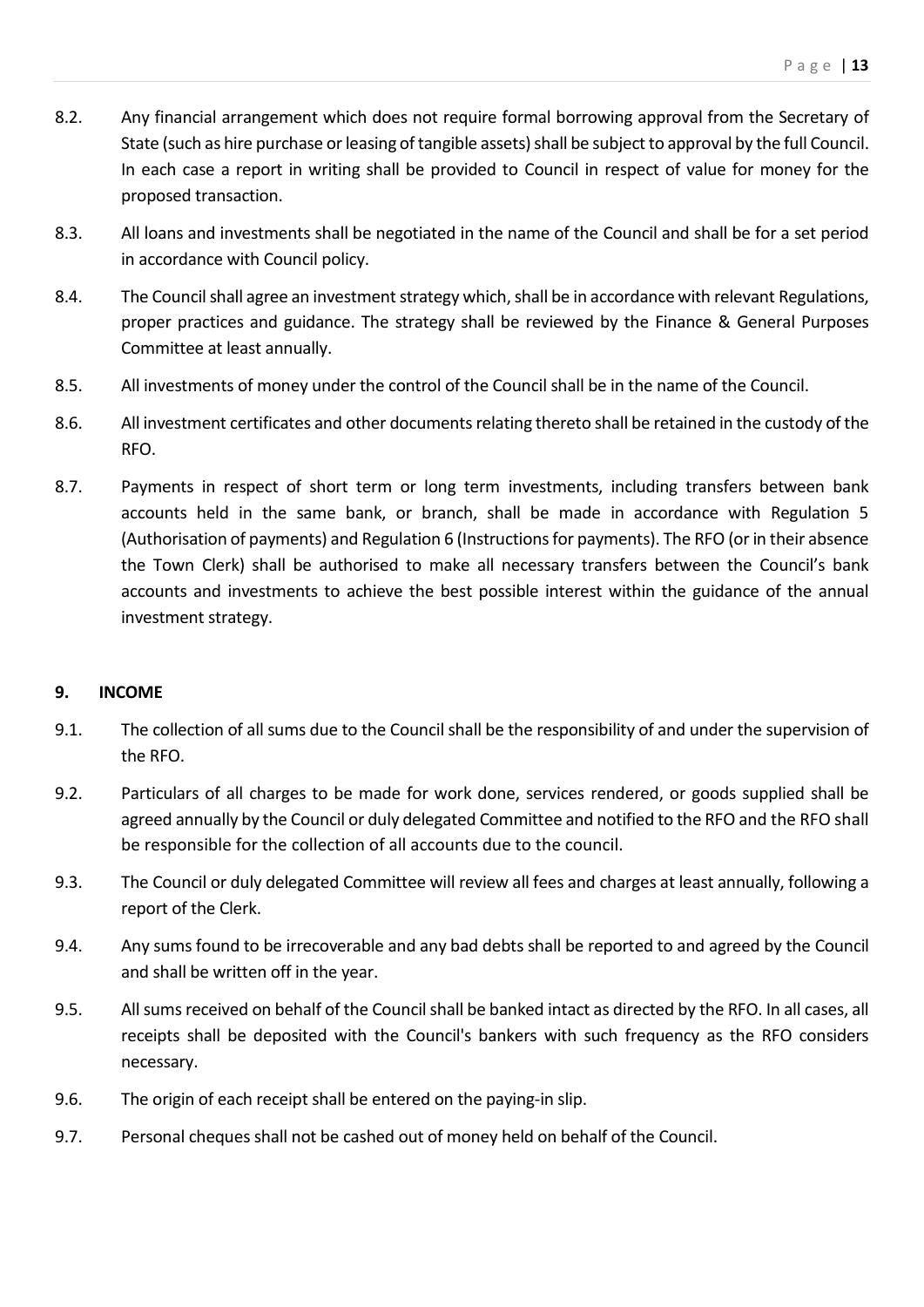8.2. Any financial arrangement which does not require formal borrowing approval from the Secretary of State (such as hire purchase or leasing of tangible assets) shall be subject to approval by the full Council. In each case a report in writing shall be provided to Council in respect of value for money for the proposed transaction.

8.3. All loans and investments shall be negotiated in the name of the Council and shall be for a set period in accordance with Council policy.

8.4. The Council shall agree an investment strategy which, shall be in accordance with relevant Regulations, proper practices and guidance. The strategy shall be reviewed by the Finance & General Purposes Committee at least annually.

8.5. All investments of money under the control of the Council shall be in the name of the Council.

8.6. All investment certificates and other documents relating thereto shall be retained in the custody of the RFO.

8.7. Payments in respect of short term or long term investments, including transfers between bank accounts held in the same bank, or branch, shall be made in accordance with Regulation 5 (Authorisation of payments) and Regulation 6 (Instructions for payments). The RFO (or in their absence the Town Clerk) shall be authorised to make all necessary transfers between the Council's bank accounts and investments to achieve the best possible interest within the guidance of the annual investment strategy.

## 9. INCOME

9.1. The collection of all sums due to the Council shall be the responsibility of and under the supervision of the RFO.

9.2. Particulars of all charges to be made for work done, services rendered, or goods supplied shall be agreed annually by the Council or duly delegated Committee and notified to the RFO and the RFO shall be responsible for the collection of all accounts due to the council.

9.3. The Council or duly delegated Committee will review all fees and charges at least annually, following a report of the Clerk.

9.4. Any sums found to be irrecoverable and any bad debts shall be reported to and agreed by the Council and shall be written off in the year.

9.5. All sums received on behalf of the Council shall be banked intact as directed by the RFO. In all cases, all receipts shall be deposited with the Council's bankers with such frequency as the RFO considers necessary.

9.6. The origin of each receipt shall be entered on the paying-in slip.

9.7. Personal cheques shall not be cashed out of money held on behalf of the Council.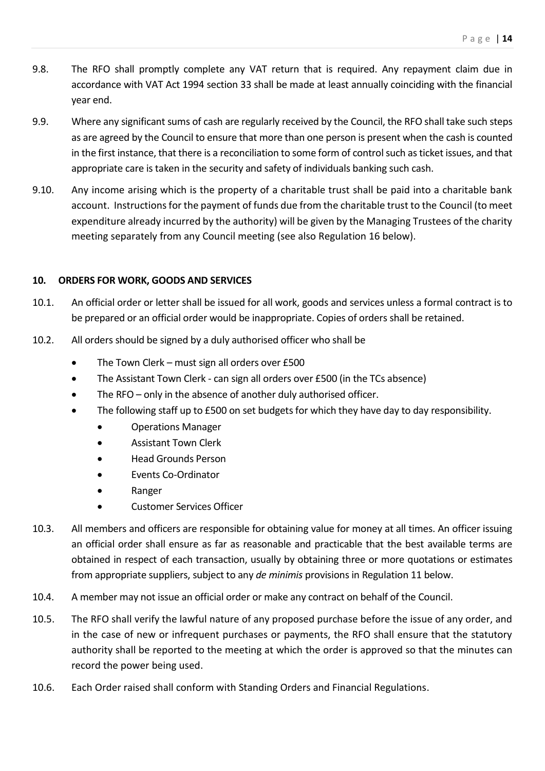9.8. The RFO shall promptly complete any VAT return that is required. Any repayment claim due in accordance with VAT Act 1994 section 33 shall be made at least annually coinciding with the financial year end.

9.9. Where any significant sums of cash are regularly received by the Council, the RFO shall take such steps as are agreed by the Council to ensure that more than one person is present when the cash is counted in the first instance, that there is a reconciliation to some form of control such as ticket issues, and that appropriate care is taken in the security and safety of individuals banking such cash.

9.10. Any income arising which is the property of a charitable trust shall be paid into a charitable bank account. Instructions for the payment of funds due from the charitable trust to the Council (to meet expenditure already incurred by the authority) will be given by the Managing Trustees of the charity meeting separately from any Council meeting (see also Regulation 16 below).

## 10. ORDERS FOR WORK, GOODS AND SERVICES

10.1. An official order or letter shall be issued for all work, goods and services unless a formal contract is to be prepared or an official order would be inappropriate. Copies of orders shall be retained.

10.2. All orders should be signed by a duly authorised officer who shall be

- The Town Clerk – must sign all orders over £500
- The Assistant Town Clerk - can sign all orders over £500 (in the TCs absence)
- The RFO – only in the absence of another duly authorised officer.
- The following staff up to £500 on set budgets for which they have day to day responsibility.
    - Operations Manager
    - Assistant Town Clerk
    - Head Grounds Person
    - Events Co-Ordinator
    - Ranger
    - Customer Services Officer

10.3. All members and officers are responsible for obtaining value for money at all times. An officer issuing an official order shall ensure as far as reasonable and practicable that the best available terms are obtained in respect of each transaction, usually by obtaining three or more quotations or estimates from appropriate suppliers, subject to any *de minimis* provisions in Regulation 11 below.

10.4. A member may not issue an official order or make any contract on behalf of the Council.

10.5. The RFO shall verify the lawful nature of any proposed purchase before the issue of any order, and in the case of new or infrequent purchases or payments, the RFO shall ensure that the statutory authority shall be reported to the meeting at which the order is approved so that the minutes can record the power being used.

10.6. Each Order raised shall conform with Standing Orders and Financial Regulations.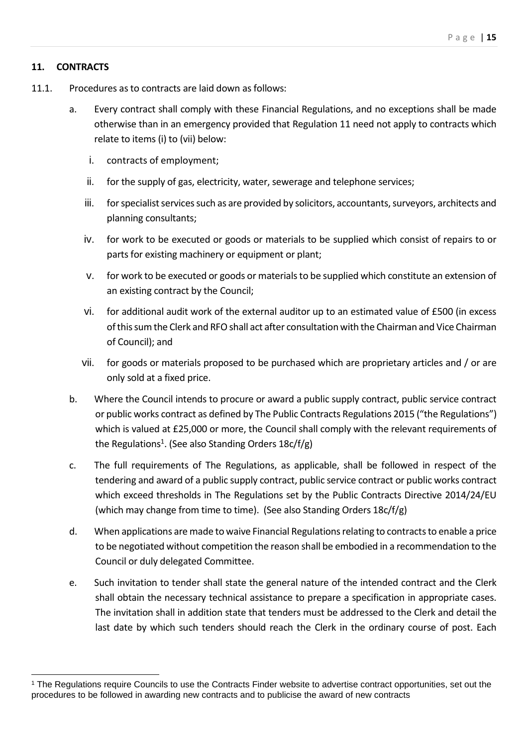## 11. CONTRACTS

11.1. Procedures as to contracts are laid down as follows:

a. Every contract shall comply with these Financial Regulations, and no exceptions shall be made otherwise than in an emergency provided that Regulation 11 need not apply to contracts which relate to items (i) to (vii) below:

   i. contracts of employment;

   ii. for the supply of gas, electricity, water, sewerage and telephone services;

   iii. for specialist services such as are provided by solicitors, accountants, surveyors, architects and planning consultants;

   iv. for work to be executed or goods or materials to be supplied which consist of repairs to or parts for existing machinery or equipment or plant;

   v. for work to be executed or goods or materials to be supplied which constitute an extension of an existing contract by the Council;

   vi. for additional audit work of the external auditor up to an estimated value of £500 (in excess of this sum the Clerk and RFO shall act after consultation with the Chairman and Vice Chairman of Council); and

   vii. for goods or materials proposed to be purchased which are proprietary articles and / or are only sold at a fixed price.

b. Where the Council intends to procure or award a public supply contract, public service contract or public works contract as defined by The Public Contracts Regulations 2015 ("the Regulations") which is valued at £25,000 or more, the Council shall comply with the relevant requirements of the Regulations[1]. (See also Standing Orders 18c/f/g)

c. The full requirements of The Regulations, as applicable, shall be followed in respect of the tendering and award of a public supply contract, public service contract or public works contract which exceed thresholds in The Regulations set by the Public Contracts Directive 2014/24/EU (which may change from time to time). (See also Standing Orders 18c/f/g)

d. When applications are made to waive Financial Regulations relating to contracts to enable a price to be negotiated without competition the reason shall be embodied in a recommendation to the Council or duly delegated Committee.

e. Such invitation to tender shall state the general nature of the intended contract and the Clerk shall obtain the necessary technical assistance to prepare a specification in appropriate cases. The invitation shall in addition state that tenders must be addressed to the Clerk and detail the last date by which such tenders should reach the Clerk in the ordinary course of post. Each

---

[1] The Regulations require Councils to use the Contracts Finder website to advertise contract opportunities, set out the procedures to be followed in awarding new contracts and to publicise the award of new contracts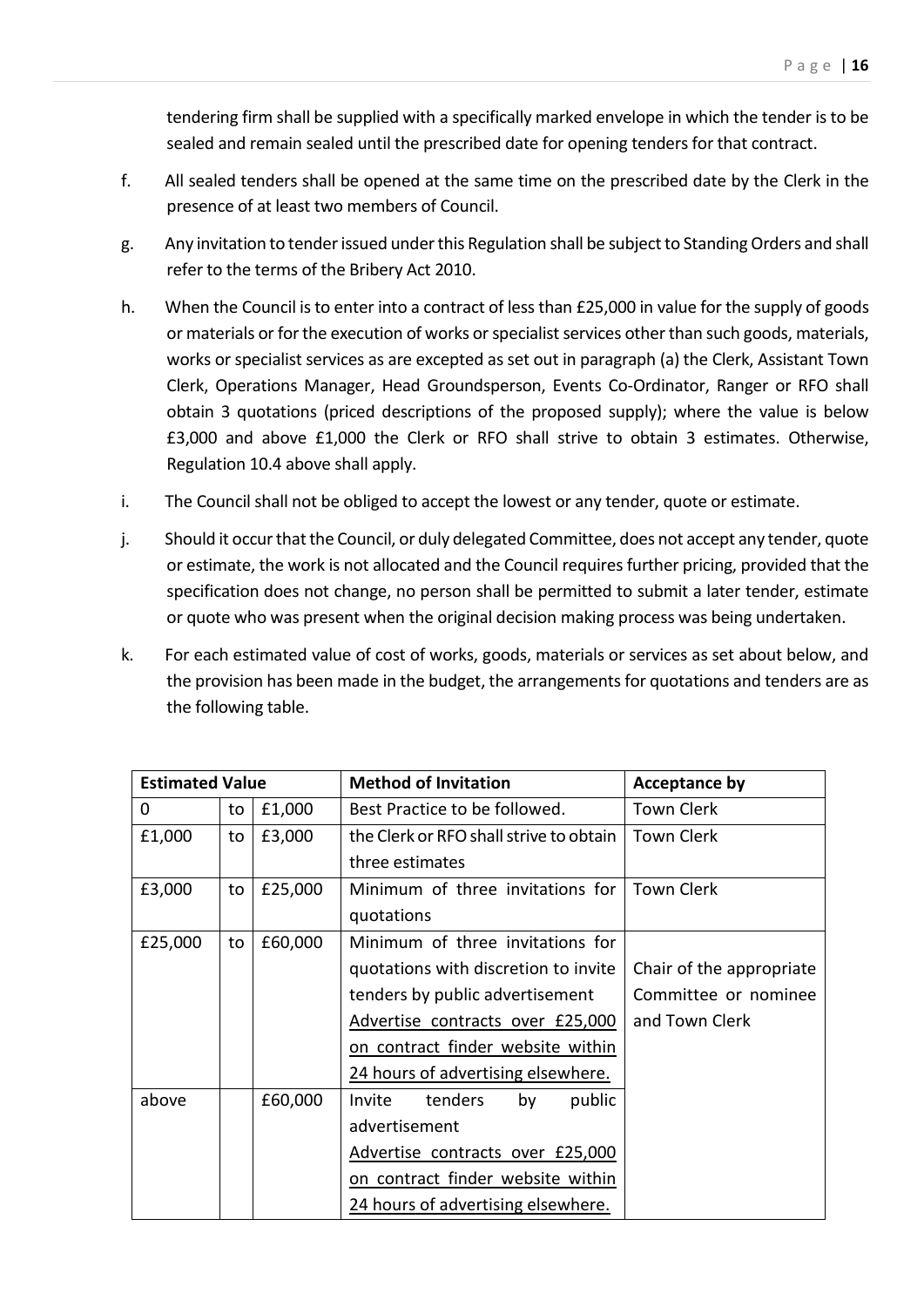tendering firm shall be supplied with a specifically marked envelope in which the tender is to be sealed and remain sealed until the prescribed date for opening tenders for that contract.

f. All sealed tenders shall be opened at the same time on the prescribed date by the Clerk in the presence of at least two members of Council.

g. Any invitation to tender issued under this Regulation shall be subject to Standing Orders and shall refer to the terms of the Bribery Act 2010.

h. When the Council is to enter into a contract of less than £25,000 in value for the supply of goods or materials or for the execution of works or specialist services other than such goods, materials, works or specialist services as are excepted as set out in paragraph (a) the Clerk, Assistant Town Clerk, Operations Manager, Head Groundsperson, Events Co-Ordinator, Ranger or RFO shall obtain 3 quotations (priced descriptions of the proposed supply); where the value is below £3,000 and above £1,000 the Clerk or RFO shall strive to obtain 3 estimates. Otherwise, Regulation 10.4 above shall apply.

i. The Council shall not be obliged to accept the lowest or any tender, quote or estimate.

j. Should it occur that the Council, or duly delegated Committee, does not accept any tender, quote or estimate, the work is not allocated and the Council requires further pricing, provided that the specification does not change, no person shall be permitted to submit a later tender, estimate or quote who was present when the original decision making process was being undertaken.

k. For each estimated value of cost of works, goods, materials or services as set about below, and the provision has been made in the budget, the arrangements for quotations and tenders are as the following table.

| **Estimated Value** | | | **Method of Invitation** | **Acceptance by** |
|---|---|---|---|---|
| 0 | to | £1,000 | Best Practice to be followed. | Town Clerk |
| £1,000 | to | £3,000 | the Clerk or RFO shall strive to obtain three estimates | Town Clerk |
| £3,000 | to | £25,000 | Minimum of three invitations for quotations | Town Clerk |
| £25,000 | to | £60,000 | Minimum of three invitations for quotations with discretion to invite tenders by public advertisement <u>Advertise contracts over £25,000 on contract finder website within 24 hours of advertising elsewhere.</u> | Chair of the appropriate Committee or nominee and Town Clerk |
| above | | £60,000 | Invite tenders by public advertisement <u>Advertise contracts over £25,000 on contract finder website within 24 hours of advertising elsewhere.</u> | |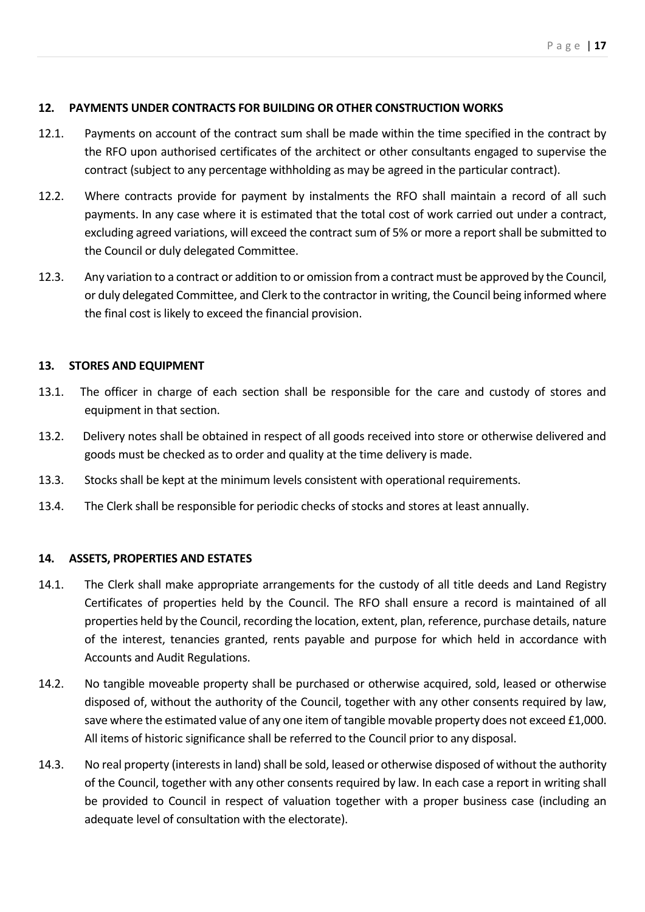**12. PAYMENTS UNDER CONTRACTS FOR BUILDING OR OTHER CONSTRUCTION WORKS**

12.1. Payments on account of the contract sum shall be made within the time specified in the contract by the RFO upon authorised certificates of the architect or other consultants engaged to supervise the contract (subject to any percentage withholding as may be agreed in the particular contract).

12.2. Where contracts provide for payment by instalments the RFO shall maintain a record of all such payments. In any case where it is estimated that the total cost of work carried out under a contract, excluding agreed variations, will exceed the contract sum of 5% or more a report shall be submitted to the Council or duly delegated Committee.

12.3. Any variation to a contract or addition to or omission from a contract must be approved by the Council, or duly delegated Committee, and Clerk to the contractor in writing, the Council being informed where the final cost is likely to exceed the financial provision.

**13. STORES AND EQUIPMENT**

13.1. The officer in charge of each section shall be responsible for the care and custody of stores and equipment in that section.

13.2. Delivery notes shall be obtained in respect of all goods received into store or otherwise delivered and goods must be checked as to order and quality at the time delivery is made.

13.3. Stocks shall be kept at the minimum levels consistent with operational requirements.

13.4. The Clerk shall be responsible for periodic checks of stocks and stores at least annually.

**14. ASSETS, PROPERTIES AND ESTATES**

14.1. The Clerk shall make appropriate arrangements for the custody of all title deeds and Land Registry Certificates of properties held by the Council. The RFO shall ensure a record is maintained of all properties held by the Council, recording the location, extent, plan, reference, purchase details, nature of the interest, tenancies granted, rents payable and purpose for which held in accordance with Accounts and Audit Regulations.

14.2. No tangible moveable property shall be purchased or otherwise acquired, sold, leased or otherwise disposed of, without the authority of the Council, together with any other consents required by law, save where the estimated value of any one item of tangible movable property does not exceed £1,000. All items of historic significance shall be referred to the Council prior to any disposal.

14.3. No real property (interests in land) shall be sold, leased or otherwise disposed of without the authority of the Council, together with any other consents required by law. In each case a report in writing shall be provided to Council in respect of valuation together with a proper business case (including an adequate level of consultation with the electorate).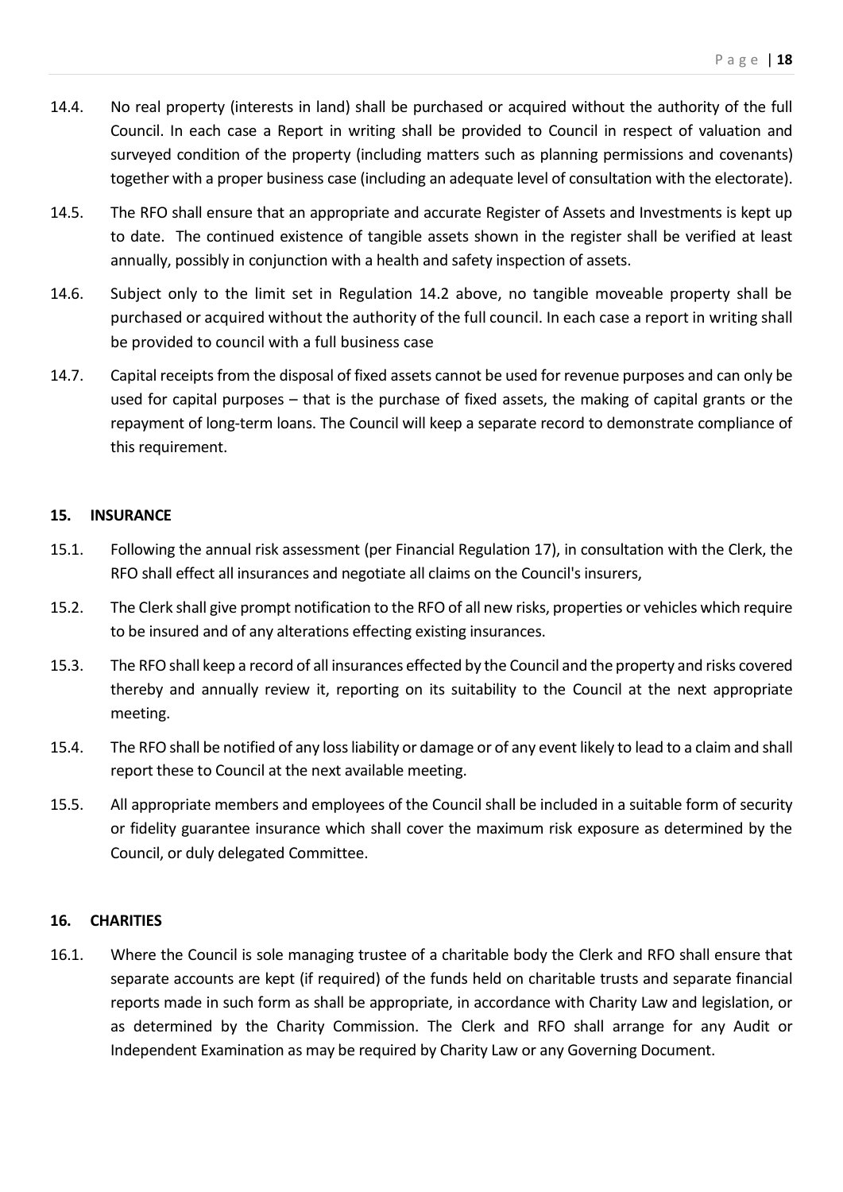14.4. No real property (interests in land) shall be purchased or acquired without the authority of the full Council. In each case a Report in writing shall be provided to Council in respect of valuation and surveyed condition of the property (including matters such as planning permissions and covenants) together with a proper business case (including an adequate level of consultation with the electorate).

14.5. The RFO shall ensure that an appropriate and accurate Register of Assets and Investments is kept up to date. The continued existence of tangible assets shown in the register shall be verified at least annually, possibly in conjunction with a health and safety inspection of assets.

14.6. Subject only to the limit set in Regulation 14.2 above, no tangible moveable property shall be purchased or acquired without the authority of the full council. In each case a report in writing shall be provided to council with a full business case

14.7. Capital receipts from the disposal of fixed assets cannot be used for revenue purposes and can only be used for capital purposes – that is the purchase of fixed assets, the making of capital grants or the repayment of long-term loans. The Council will keep a separate record to demonstrate compliance of this requirement.

### 15. INSURANCE

15.1. Following the annual risk assessment (per Financial Regulation 17), in consultation with the Clerk, the RFO shall effect all insurances and negotiate all claims on the Council's insurers,

15.2. The Clerk shall give prompt notification to the RFO of all new risks, properties or vehicles which require to be insured and of any alterations effecting existing insurances.

15.3. The RFO shall keep a record of all insurances effected by the Council and the property and risks covered thereby and annually review it, reporting on its suitability to the Council at the next appropriate meeting.

15.4. The RFO shall be notified of any loss liability or damage or of any event likely to lead to a claim and shall report these to Council at the next available meeting.

15.5. All appropriate members and employees of the Council shall be included in a suitable form of security or fidelity guarantee insurance which shall cover the maximum risk exposure as determined by the Council, or duly delegated Committee.

### 16. CHARITIES

16.1. Where the Council is sole managing trustee of a charitable body the Clerk and RFO shall ensure that separate accounts are kept (if required) of the funds held on charitable trusts and separate financial reports made in such form as shall be appropriate, in accordance with Charity Law and legislation, or as determined by the Charity Commission. The Clerk and RFO shall arrange for any Audit or Independent Examination as may be required by Charity Law or any Governing Document.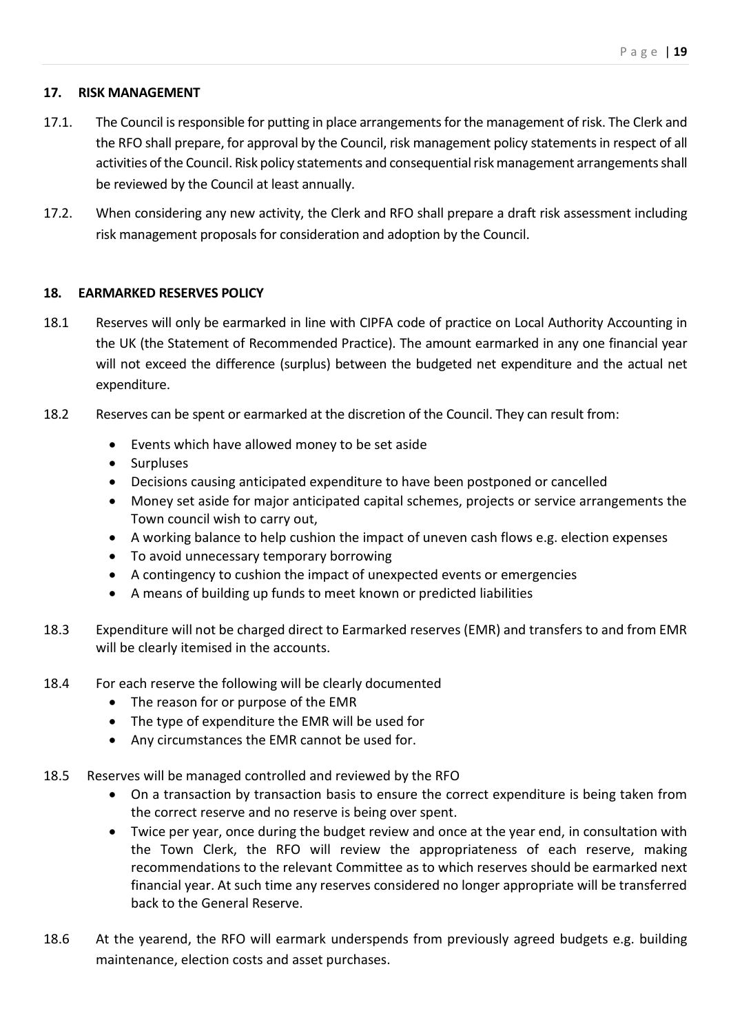## 17. RISK MANAGEMENT

17.1. The Council is responsible for putting in place arrangements for the management of risk. The Clerk and the RFO shall prepare, for approval by the Council, risk management policy statements in respect of all activities of the Council. Risk policy statements and consequential risk management arrangements shall be reviewed by the Council at least annually.

17.2. When considering any new activity, the Clerk and RFO shall prepare a draft risk assessment including risk management proposals for consideration and adoption by the Council.

## 18. EARMARKED RESERVES POLICY

18.1 Reserves will only be earmarked in line with CIPFA code of practice on Local Authority Accounting in the UK (the Statement of Recommended Practice). The amount earmarked in any one financial year will not exceed the difference (surplus) between the budgeted net expenditure and the actual net expenditure.

18.2 Reserves can be spent or earmarked at the discretion of the Council. They can result from:

- Events which have allowed money to be set aside
- Surpluses
- Decisions causing anticipated expenditure to have been postponed or cancelled
- Money set aside for major anticipated capital schemes, projects or service arrangements the Town council wish to carry out,
- A working balance to help cushion the impact of uneven cash flows e.g. election expenses
- To avoid unnecessary temporary borrowing
- A contingency to cushion the impact of unexpected events or emergencies
- A means of building up funds to meet known or predicted liabilities

18.3 Expenditure will not be charged direct to Earmarked reserves (EMR) and transfers to and from EMR will be clearly itemised in the accounts.

18.4 For each reserve the following will be clearly documented

- The reason for or purpose of the EMR
- The type of expenditure the EMR will be used for
- Any circumstances the EMR cannot be used for.

18.5 Reserves will be managed controlled and reviewed by the RFO

- On a transaction by transaction basis to ensure the correct expenditure is being taken from the correct reserve and no reserve is being over spent.
- Twice per year, once during the budget review and once at the year end, in consultation with the Town Clerk, the RFO will review the appropriateness of each reserve, making recommendations to the relevant Committee as to which reserves should be earmarked next financial year. At such time any reserves considered no longer appropriate will be transferred back to the General Reserve.

18.6 At the yearend, the RFO will earmark underspends from previously agreed budgets e.g. building maintenance, election costs and asset purchases.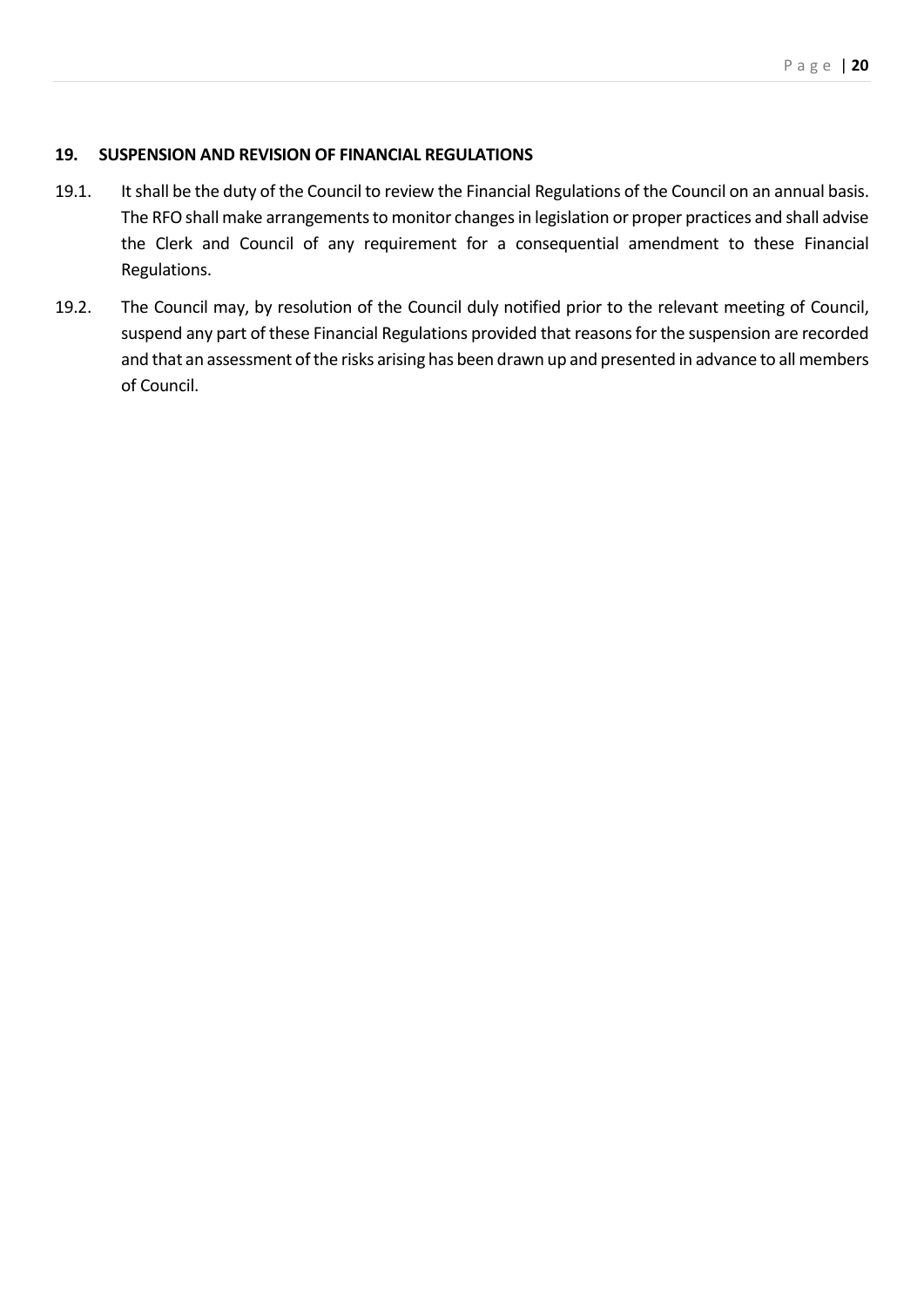## 19. SUSPENSION AND REVISION OF FINANCIAL REGULATIONS

19.1. It shall be the duty of the Council to review the Financial Regulations of the Council on an annual basis. The RFO shall make arrangements to monitor changes in legislation or proper practices and shall advise the Clerk and Council of any requirement for a consequential amendment to these Financial Regulations.

19.2. The Council may, by resolution of the Council duly notified prior to the relevant meeting of Council, suspend any part of these Financial Regulations provided that reasons for the suspension are recorded and that an assessment of the risks arising has been drawn up and presented in advance to all members of Council.